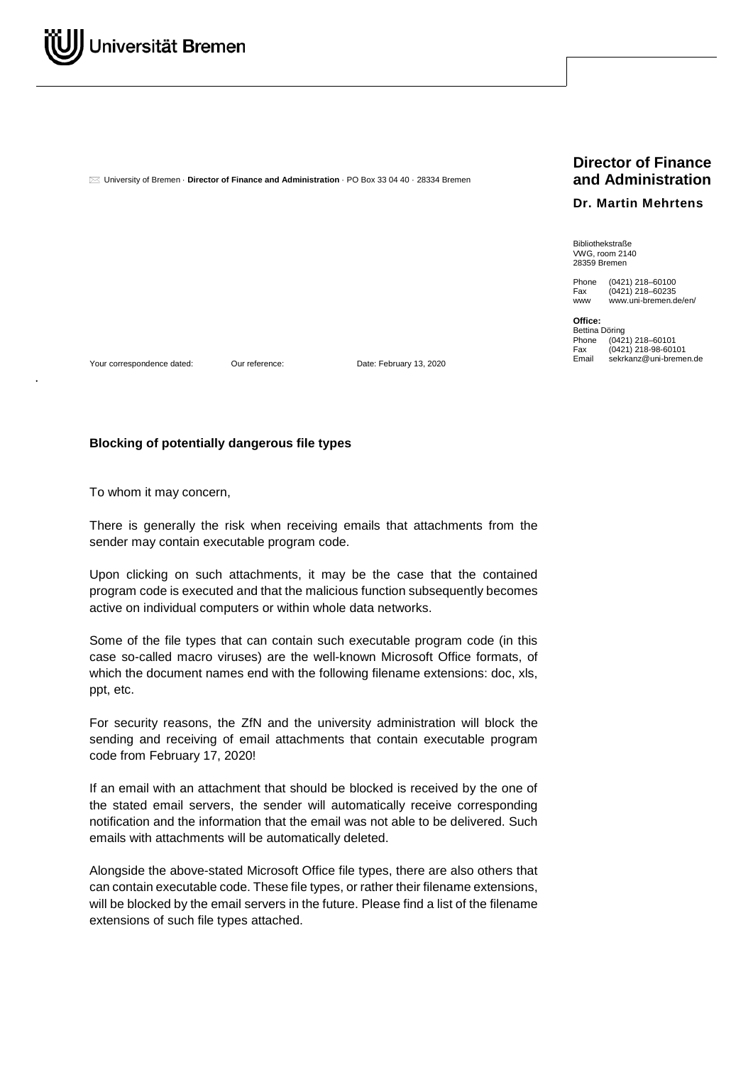Universität Bremen

University of Bremen · **Director of Finance and Administration** · PO Box 33 04 40 · 28334 Bremen

**Director of Finance and Administration**

**Dr. Martin Mehrtens**

Bibliothekstraße
VWG, room 2140
28359 Bremen

Phone (0421) 218–60100
Fax (0421) 218–60235
www www.uni-bremen.de/en/

**Office:**
Bettina Döring
Phone (0421) 218–60101
Fax (0421) 218-98-60101
Email sekrkanz@uni-bremen.de

Your correspondence dated: Our reference: Date: February 13, 2020

**Blocking of potentially dangerous file types**

To whom it may concern,

There is generally the risk when receiving emails that attachments from the sender may contain executable program code.

Upon clicking on such attachments, it may be the case that the contained program code is executed and that the malicious function subsequently becomes active on individual computers or within whole data networks.

Some of the file types that can contain such executable program code (in this case so-called macro viruses) are the well-known Microsoft Office formats, of which the document names end with the following filename extensions: doc, xls, ppt, etc.

For security reasons, the ZfN and the university administration will block the sending and receiving of email attachments that contain executable program code from February 17, 2020!

If an email with an attachment that should be blocked is received by the one of the stated email servers, the sender will automatically receive corresponding notification and the information that the email was not able to be delivered. Such emails with attachments will be automatically deleted.

Alongside the above-stated Microsoft Office file types, there are also others that can contain executable code. These file types, or rather their filename extensions, will be blocked by the email servers in the future. Please find a list of the filename extensions of such file types attached.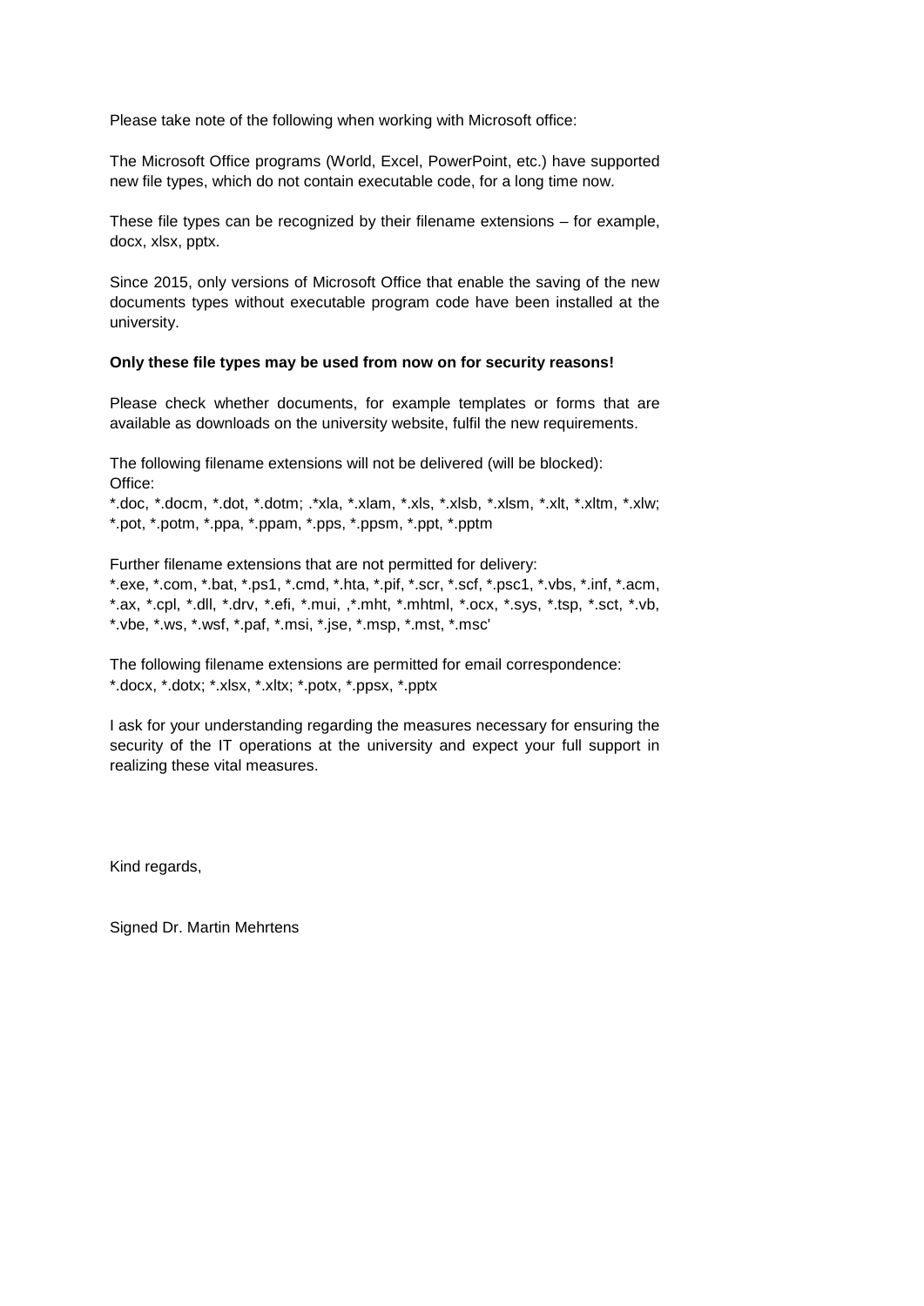Please take note of the following when working with Microsoft office:

The Microsoft Office programs (World, Excel, PowerPoint, etc.) have supported new file types, which do not contain executable code, for a long time now.

These file types can be recognized by their filename extensions – for example, docx, xlsx, pptx.

Since 2015, only versions of Microsoft Office that enable the saving of the new documents types without executable program code have been installed at the university.

**Only these file types may be used from now on for security reasons!**

Please check whether documents, for example templates or forms that are available as downloads on the university website, fulfil the new requirements.

The following filename extensions will not be delivered (will be blocked):
Office:
*.doc, *.docm, *.dot, *.dotm; .*xla, *.xlam, *.xls, *.xlsb, *.xlsm, *.xlt, *.xltm, *.xlw; *.pot, *.potm, *.ppa, *.ppam, *.pps, *.ppsm, *.ppt, *.pptm

Further filename extensions that are not permitted for delivery:
*.exe, *.com, *.bat, *.ps1, *.cmd, *.hta, *.pif, *.scr, *.scf, *.psc1, *.vbs, *.inf, *.acm, *.ax, *.cpl, *.dll, *.drv, *.efi, *.mui, ,*.mht, *.mhtml, *.ocx, *.sys, *.tsp, *.sct, *.vb, *.vbe, *.ws, *.wsf, *.paf, *.msi, *.jse, *.msp, *.mst, *.msc'

The following filename extensions are permitted for email correspondence:
*.docx, *.dotx; *.xlsx, *.xltx; *.potx, *.ppsx, *.pptx

I ask for your understanding regarding the measures necessary for ensuring the security of the IT operations at the university and expect your full support in realizing these vital measures.

Kind regards,

Signed Dr. Martin Mehrtens